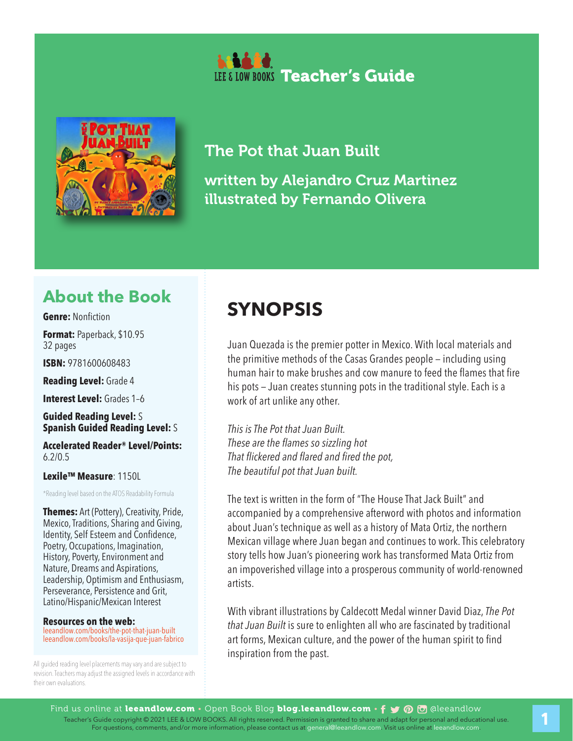LEE & LOW BOOKS **Teacher's Guide**

# The Pot that Juan Built

**written by Alejandro Cruz Martinez**
**illustrated by Fernando Olivera**

## About the Book

**Genre:** Nonfiction

**Format:** Paperback, $10.95
32 pages

**ISBN:** 9781600608483

**Reading Level:** Grade 4

**Interest Level:** Grades 1–6

**Guided Reading Level:** S
**Spanish Guided Reading Level:** S

**Accelerated Reader® Level/Points:** 6.2/0.5

**Lexile™ Measure**: 1150L

*Reading level based on the ATOS Readability Formula

**Themes:** Art (Pottery), Creativity, Pride, Mexico, Traditions, Sharing and Giving, Identity, Self Esteem and Confidence, Poetry, Occupations, Imagination, History, Poverty, Environment and Nature, Dreams and Aspirations, Leadership, Optimism and Enthusiasm, Perseverance, Persistence and Grit, Latino/Hispanic/Mexican Interest

**Resources on the web:**
leeandlow.com/books/the-pot-that-juan-built
leeandlow.com/books/la-vasija-que-juan-fabrico

All guided reading level placements may vary and are subject to revision. Teachers may adjust the assigned levels in accordance with their own evaluations.

## SYNOPSIS

Juan Quezada is the premier potter in Mexico. With local materials and the primitive methods of the Casas Grandes people – including using human hair to make brushes and cow manure to feed the flames that fire his pots – Juan creates stunning pots in the traditional style. Each is a work of art unlike any other.

*This is The Pot that Juan Built.*
*These are the flames so sizzling hot*
*That flickered and flared and fired the pot,*
*The beautiful pot that Juan built.*

The text is written in the form of "The House That Jack Built" and accompanied by a comprehensive afterword with photos and information about Juan's technique as well as a history of Mata Ortiz, the northern Mexican village where Juan began and continues to work. This celebratory story tells how Juan's pioneering work has transformed Mata Ortiz from an impoverished village into a prosperous community of world-renowned artists.

With vibrant illustrations by Caldecott Medal winner David Diaz, *The Pot that Juan Built* is sure to enlighten all who are fascinated by traditional art forms, Mexican culture, and the power of the human spirit to find inspiration from the past.

Find us online at **leeandlow.com** • Open Book Blog **blog.leeandlow.com** • @leeandlow

Teacher's Guide copyright © 2021 LEE & LOW BOOKS. All rights reserved. Permission is granted to share and adapt for personal and educational use. For questions, comments, and/or more information, please contact us at general@leeandlow.com. Visit us online at leeandlow.com.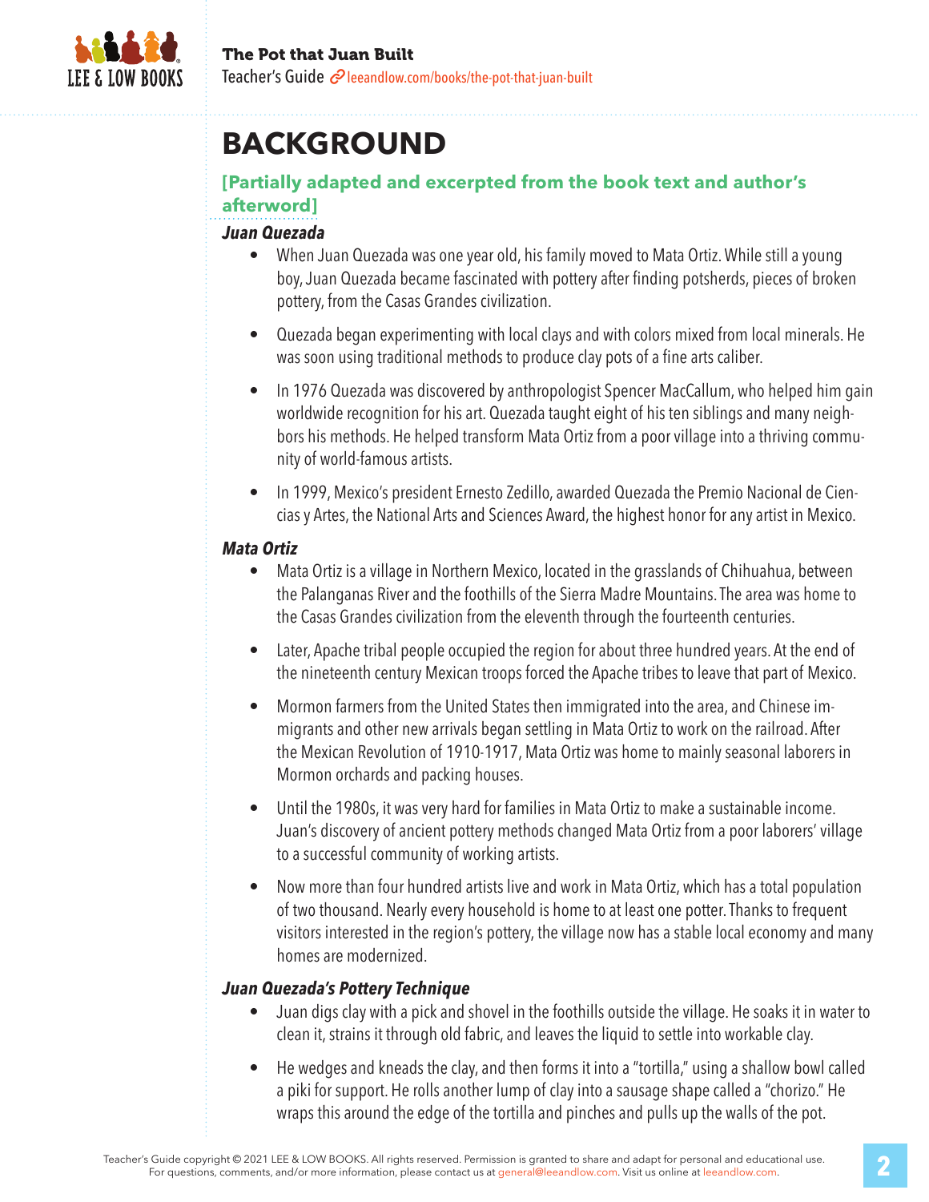# BACKGROUND

**[Partially adapted and excerpted from the book text and author's afterword]**

***Juan Quezada***

- When Juan Quezada was one year old, his family moved to Mata Ortiz. While still a young boy, Juan Quezada became fascinated with pottery after finding potsherds, pieces of broken pottery, from the Casas Grandes civilization.
- Quezada began experimenting with local clays and with colors mixed from local minerals. He was soon using traditional methods to produce clay pots of a fine arts caliber.
- In 1976 Quezada was discovered by anthropologist Spencer MacCallum, who helped him gain worldwide recognition for his art. Quezada taught eight of his ten siblings and many neighbors his methods. He helped transform Mata Ortiz from a poor village into a thriving community of world-famous artists.
- In 1999, Mexico's president Ernesto Zedillo, awarded Quezada the Premio Nacional de Ciencias y Artes, the National Arts and Sciences Award, the highest honor for any artist in Mexico.

***Mata Ortiz***

- Mata Ortiz is a village in Northern Mexico, located in the grasslands of Chihuahua, between the Palanganas River and the foothills of the Sierra Madre Mountains. The area was home to the Casas Grandes civilization from the eleventh through the fourteenth centuries.
- Later, Apache tribal people occupied the region for about three hundred years. At the end of the nineteenth century Mexican troops forced the Apache tribes to leave that part of Mexico.
- Mormon farmers from the United States then immigrated into the area, and Chinese immigrants and other new arrivals began settling in Mata Ortiz to work on the railroad. After the Mexican Revolution of 1910-1917, Mata Ortiz was home to mainly seasonal laborers in Mormon orchards and packing houses.
- Until the 1980s, it was very hard for families in Mata Ortiz to make a sustainable income. Juan's discovery of ancient pottery methods changed Mata Ortiz from a poor laborers' village to a successful community of working artists.
- Now more than four hundred artists live and work in Mata Ortiz, which has a total population of two thousand. Nearly every household is home to at least one potter. Thanks to frequent visitors interested in the region's pottery, the village now has a stable local economy and many homes are modernized.

***Juan Quezada's Pottery Technique***

- Juan digs clay with a pick and shovel in the foothills outside the village. He soaks it in water to clean it, strains it through old fabric, and leaves the liquid to settle into workable clay.
- He wedges and kneads the clay, and then forms it into a "tortilla," using a shallow bowl called a piki for support. He rolls another lump of clay into a sausage shape called a "chorizo." He wraps this around the edge of the tortilla and pinches and pulls up the walls of the pot.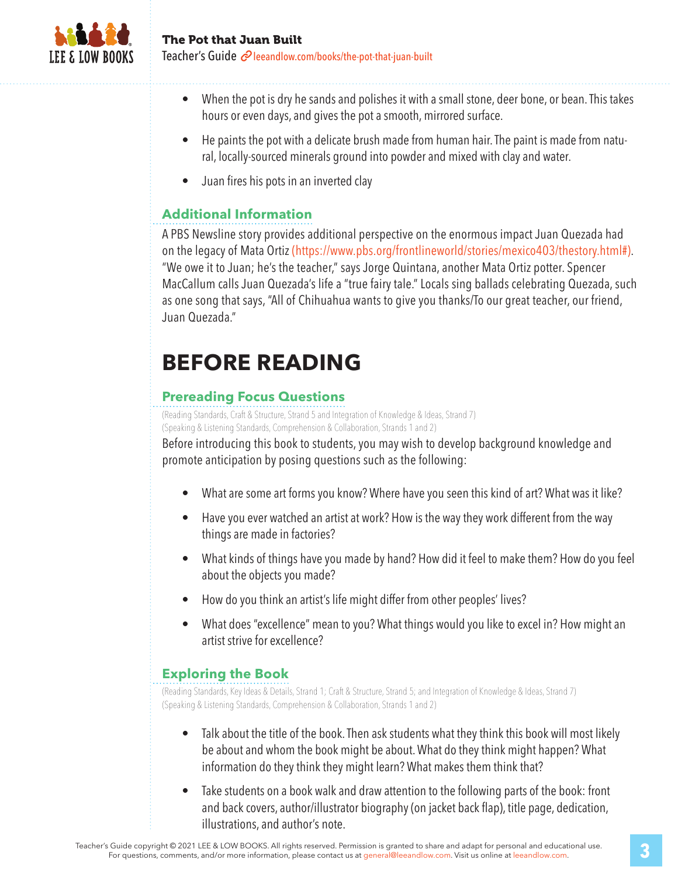- When the pot is dry he sands and polishes it with a small stone, deer bone, or bean. This takes hours or even days, and gives the pot a smooth, mirrored surface.
- He paints the pot with a delicate brush made from human hair. The paint is made from natural, locally-sourced minerals ground into powder and mixed with clay and water.
- Juan fires his pots in an inverted clay

### Additional Information

A PBS Newsline story provides additional perspective on the enormous impact Juan Quezada had on the legacy of Mata Ortiz (https://www.pbs.org/frontlineworld/stories/mexico403/thestory.html#). "We owe it to Juan; he's the teacher," says Jorge Quintana, another Mata Ortiz potter. Spencer MacCallum calls Juan Quezada's life a "true fairy tale." Locals sing ballads celebrating Quezada, such as one song that says, "All of Chihuahua wants to give you thanks/To our great teacher, our friend, Juan Quezada."

# BEFORE READING

### Prereading Focus Questions

(Reading Standards, Craft & Structure, Strand 5 and Integration of Knowledge & Ideas, Strand 7)
(Speaking & Listening Standards, Comprehension & Collaboration, Strands 1 and 2)

Before introducing this book to students, you may wish to develop background knowledge and promote anticipation by posing questions such as the following:

- What are some art forms you know? Where have you seen this kind of art? What was it like?
- Have you ever watched an artist at work? How is the way they work different from the way things are made in factories?
- What kinds of things have you made by hand? How did it feel to make them? How do you feel about the objects you made?
- How do you think an artist's life might differ from other peoples' lives?
- What does "excellence" mean to you? What things would you like to excel in? How might an artist strive for excellence?

### Exploring the Book

(Reading Standards, Key Ideas & Details, Strand 1; Craft & Structure, Strand 5; and Integration of Knowledge & Ideas, Strand 7)
(Speaking & Listening Standards, Comprehension & Collaboration, Strands 1 and 2)

- Talk about the title of the book. Then ask students what they think this book will most likely be about and whom the book might be about. What do they think might happen? What information do they think they might learn? What makes them think that?
- Take students on a book walk and draw attention to the following parts of the book: front and back covers, author/illustrator biography (on jacket back flap), title page, dedication, illustrations, and author's note.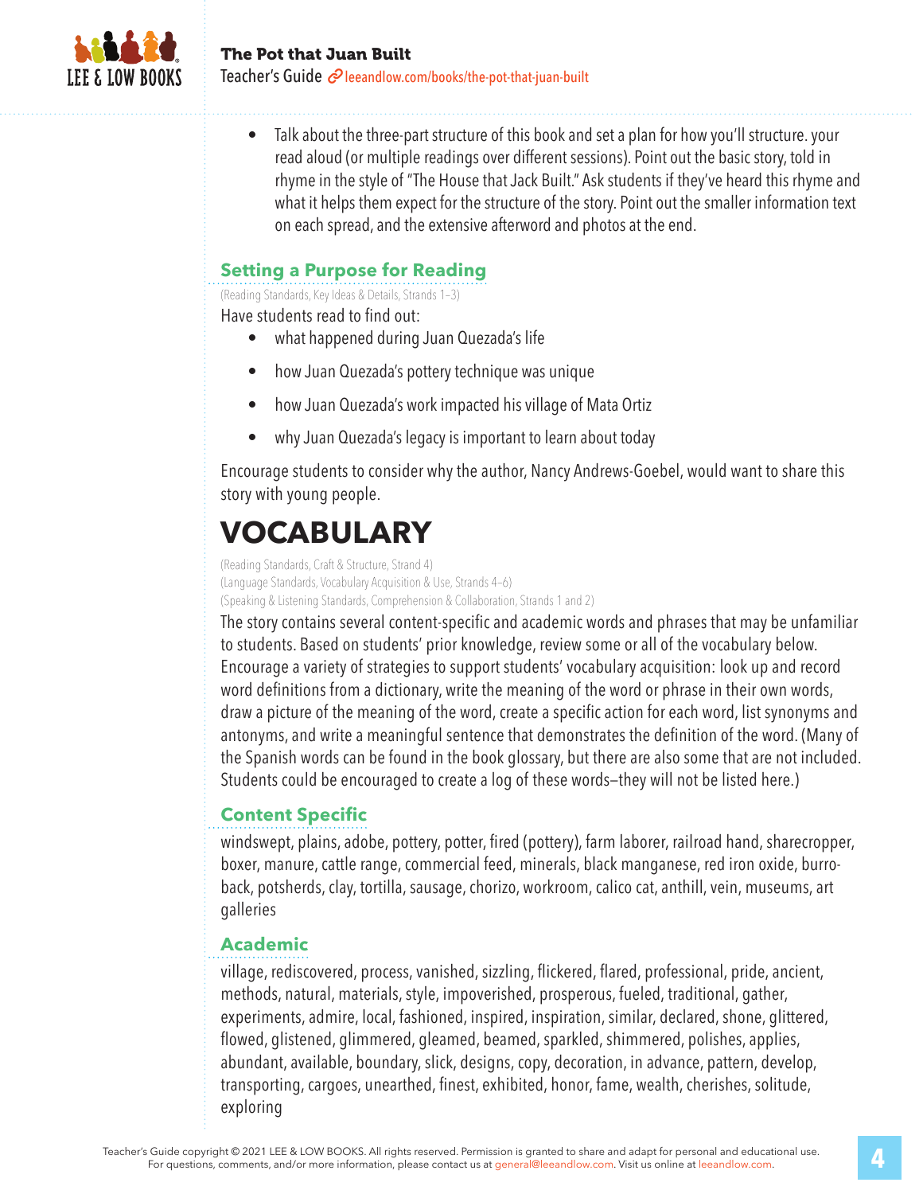- Talk about the three-part structure of this book and set a plan for how you'll structure. your read aloud (or multiple readings over different sessions). Point out the basic story, told in rhyme in the style of "The House that Jack Built." Ask students if they've heard this rhyme and what it helps them expect for the structure of the story. Point out the smaller information text on each spread, and the extensive afterword and photos at the end.

### Setting a Purpose for Reading

(Reading Standards, Key Ideas & Details, Strands 1–3)

Have students read to find out:

- what happened during Juan Quezada's life
- how Juan Quezada's pottery technique was unique
- how Juan Quezada's work impacted his village of Mata Ortiz
- why Juan Quezada's legacy is important to learn about today

Encourage students to consider why the author, Nancy Andrews-Goebel, would want to share this story with young people.

# VOCABULARY

(Reading Standards, Craft & Structure, Strand 4)
(Language Standards, Vocabulary Acquisition & Use, Strands 4–6)
(Speaking & Listening Standards, Comprehension & Collaboration, Strands 1 and 2)

The story contains several content-specific and academic words and phrases that may be unfamiliar to students. Based on students' prior knowledge, review some or all of the vocabulary below. Encourage a variety of strategies to support students' vocabulary acquisition: look up and record word definitions from a dictionary, write the meaning of the word or phrase in their own words, draw a picture of the meaning of the word, create a specific action for each word, list synonyms and antonyms, and write a meaningful sentence that demonstrates the definition of the word. (Many of the Spanish words can be found in the book glossary, but there are also some that are not included. Students could be encouraged to create a log of these words—they will not be listed here.)

### Content Specific

windswept, plains, adobe, pottery, potter, fired (pottery), farm laborer, railroad hand, sharecropper, boxer, manure, cattle range, commercial feed, minerals, black manganese, red iron oxide, burro-back, potsherds, clay, tortilla, sausage, chorizo, workroom, calico cat, anthill, vein, museums, art galleries

### Academic

village, rediscovered, process, vanished, sizzling, flickered, flared, professional, pride, ancient, methods, natural, materials, style, impoverished, prosperous, fueled, traditional, gather, experiments, admire, local, fashioned, inspired, inspiration, similar, declared, shone, glittered, flowed, glistened, glimmered, gleamed, beamed, sparkled, shimmered, polishes, applies, abundant, available, boundary, slick, designs, copy, decoration, in advance, pattern, develop, transporting, cargoes, unearthed, finest, exhibited, honor, fame, wealth, cherishes, solitude, exploring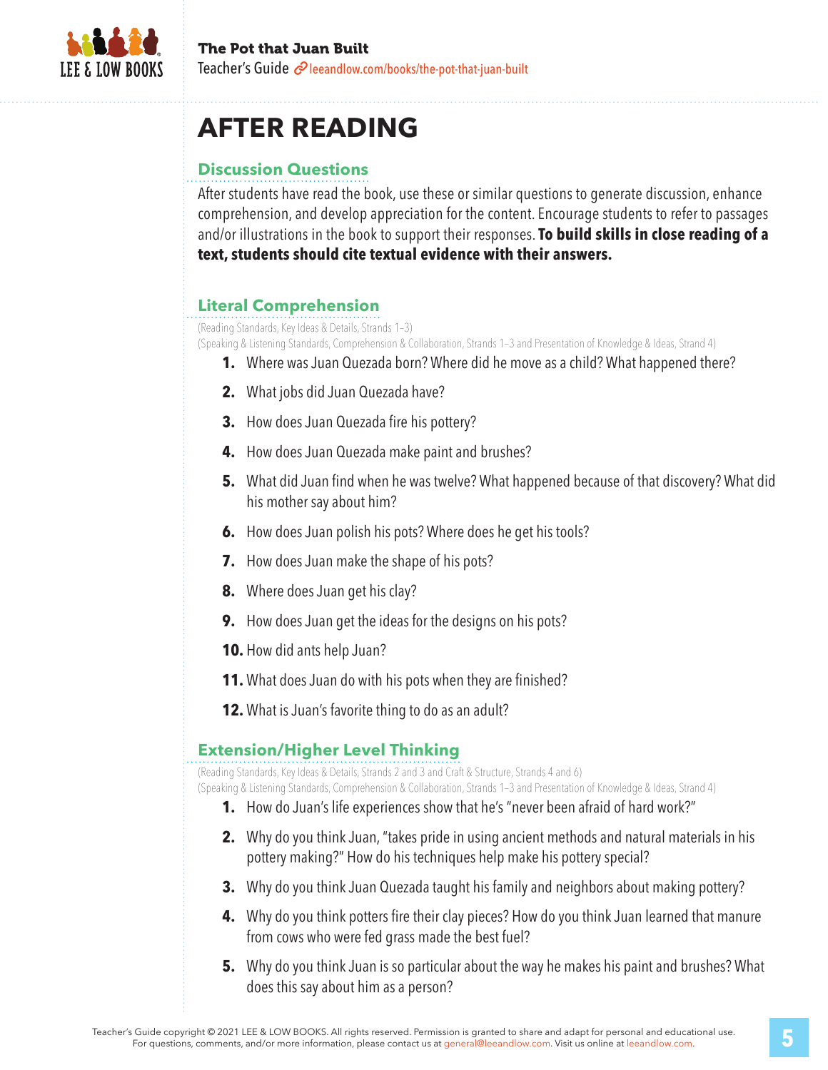# AFTER READING

## Discussion Questions

After students have read the book, use these or similar questions to generate discussion, enhance comprehension, and develop appreciation for the content. Encourage students to refer to passages and/or illustrations in the book to support their responses. **To build skills in close reading of a text, students should cite textual evidence with their answers.**

## Literal Comprehension

(Reading Standards, Key Ideas & Details, Strands 1–3)
(Speaking & Listening Standards, Comprehension & Collaboration, Strands 1–3 and Presentation of Knowledge & Ideas, Strand 4)

1. Where was Juan Quezada born? Where did he move as a child? What happened there?
2. What jobs did Juan Quezada have?
3. How does Juan Quezada fire his pottery?
4. How does Juan Quezada make paint and brushes?
5. What did Juan find when he was twelve? What happened because of that discovery? What did his mother say about him?
6. How does Juan polish his pots? Where does he get his tools?
7. How does Juan make the shape of his pots?
8. Where does Juan get his clay?
9. How does Juan get the ideas for the designs on his pots?
10. How did ants help Juan?
11. What does Juan do with his pots when they are finished?
12. What is Juan's favorite thing to do as an adult?

## Extension/Higher Level Thinking

(Reading Standards, Key Ideas & Details, Strands 2 and 3 and Craft & Structure, Strands 4 and 6)
(Speaking & Listening Standards, Comprehension & Collaboration, Strands 1–3 and Presentation of Knowledge & Ideas, Strand 4)

1. How do Juan's life experiences show that he's "never been afraid of hard work?"
2. Why do you think Juan, "takes pride in using ancient methods and natural materials in his pottery making?" How do his techniques help make his pottery special?
3. Why do you think Juan Quezada taught his family and neighbors about making pottery?
4. Why do you think potters fire their clay pieces? How do you think Juan learned that manure from cows who were fed grass made the best fuel?
5. Why do you think Juan is so particular about the way he makes his paint and brushes? What does this say about him as a person?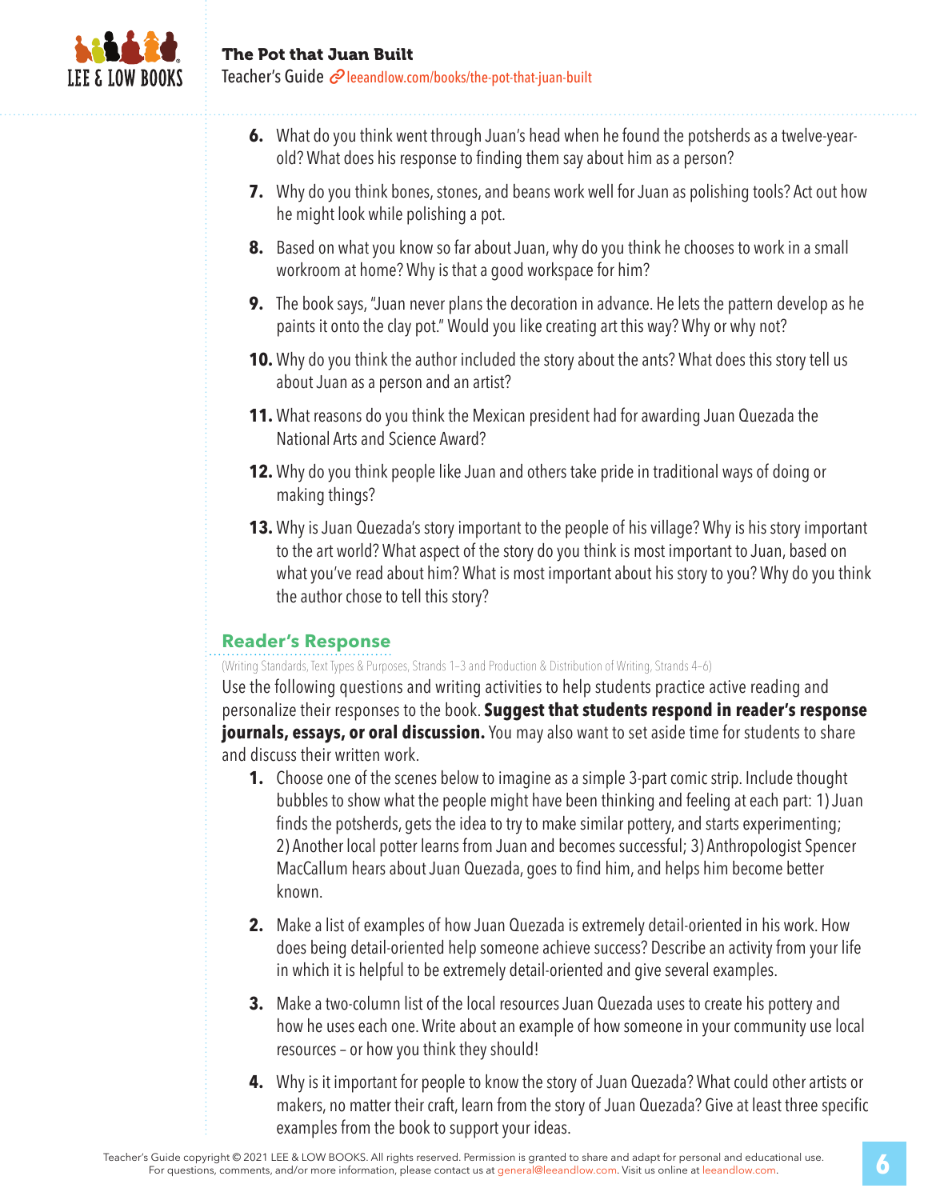6. What do you think went through Juan's head when he found the potsherds as a twelve-year-old? What does his response to finding them say about him as a person?

7. Why do you think bones, stones, and beans work well for Juan as polishing tools? Act out how he might look while polishing a pot.

8. Based on what you know so far about Juan, why do you think he chooses to work in a small workroom at home? Why is that a good workspace for him?

9. The book says, "Juan never plans the decoration in advance. He lets the pattern develop as he paints it onto the clay pot." Would you like creating art this way? Why or why not?

10. Why do you think the author included the story about the ants? What does this story tell us about Juan as a person and an artist?

11. What reasons do you think the Mexican president had for awarding Juan Quezada the National Arts and Science Award?

12. Why do you think people like Juan and others take pride in traditional ways of doing or making things?

13. Why is Juan Quezada's story important to the people of his village? Why is his story important to the art world? What aspect of the story do you think is most important to Juan, based on what you've read about him? What is most important about his story to you? Why do you think the author chose to tell this story?

## Reader's Response

(Writing Standards, Text Types & Purposes, Strands 1–3 and Production & Distribution of Writing, Strands 4–6)

Use the following questions and writing activities to help students practice active reading and personalize their responses to the book. **Suggest that students respond in reader's response journals, essays, or oral discussion.** You may also want to set aside time for students to share and discuss their written work.

1. Choose one of the scenes below to imagine as a simple 3-part comic strip. Include thought bubbles to show what the people might have been thinking and feeling at each part: 1) Juan finds the potsherds, gets the idea to try to make similar pottery, and starts experimenting; 2) Another local potter learns from Juan and becomes successful; 3) Anthropologist Spencer MacCallum hears about Juan Quezada, goes to find him, and helps him become better known.

2. Make a list of examples of how Juan Quezada is extremely detail-oriented in his work. How does being detail-oriented help someone achieve success? Describe an activity from your life in which it is helpful to be extremely detail-oriented and give several examples.

3. Make a two-column list of the local resources Juan Quezada uses to create his pottery and how he uses each one. Write about an example of how someone in your community use local resources – or how you think they should!

4. Why is it important for people to know the story of Juan Quezada? What could other artists or makers, no matter their craft, learn from the story of Juan Quezada? Give at least three specific examples from the book to support your ideas.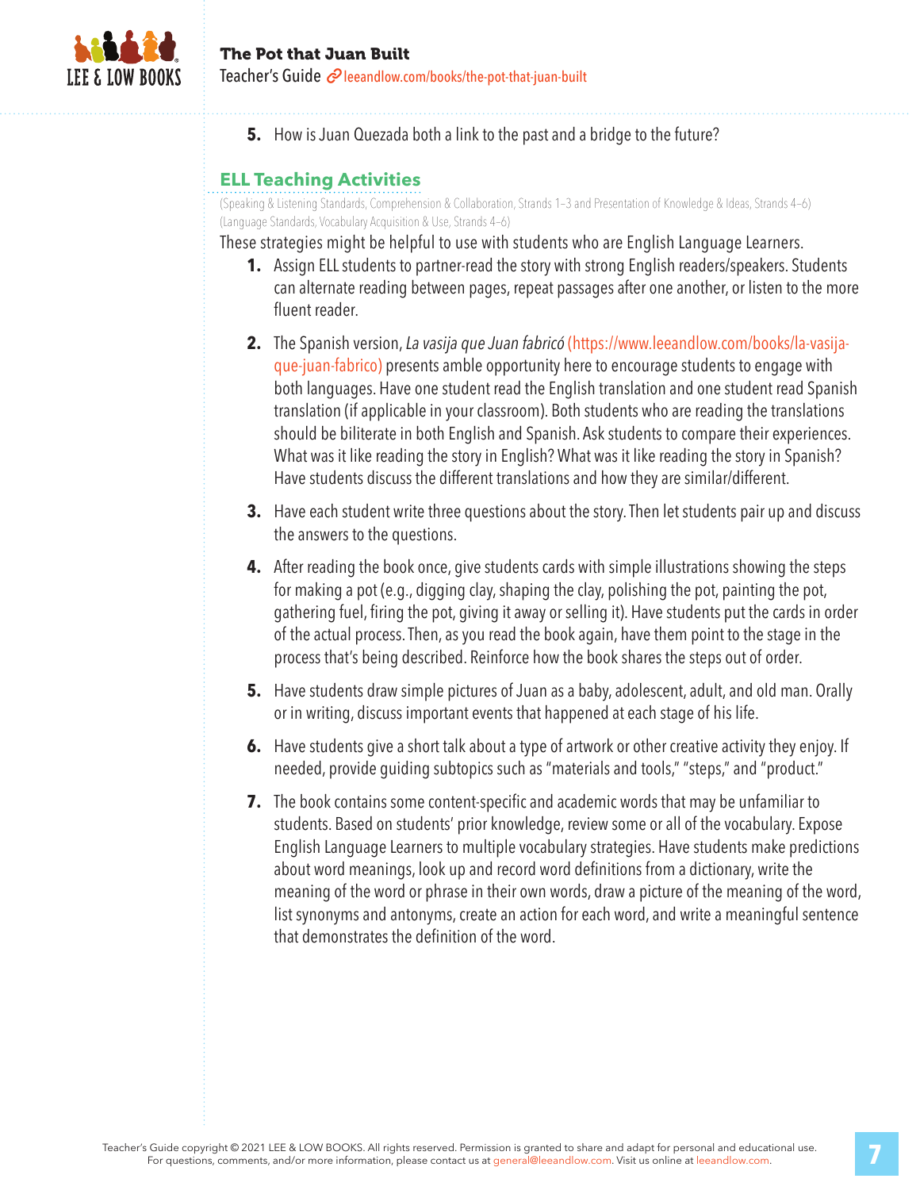5. How is Juan Quezada both a link to the past and a bridge to the future?

## ELL Teaching Activities

(Speaking & Listening Standards, Comprehension & Collaboration, Strands 1–3 and Presentation of Knowledge & Ideas, Strands 4–6)
(Language Standards, Vocabulary Acquisition & Use, Strands 4–6)

These strategies might be helpful to use with students who are English Language Learners.

1. Assign ELL students to partner-read the story with strong English readers/speakers. Students can alternate reading between pages, repeat passages after one another, or listen to the more fluent reader.

2. The Spanish version, *La vasija que Juan fabricó* (https://www.leeandlow.com/books/la-vasija-que-juan-fabrico) presents amble opportunity here to encourage students to engage with both languages. Have one student read the English translation and one student read Spanish translation (if applicable in your classroom). Both students who are reading the translations should be biliterate in both English and Spanish. Ask students to compare their experiences. What was it like reading the story in English? What was it like reading the story in Spanish? Have students discuss the different translations and how they are similar/different.

3. Have each student write three questions about the story. Then let students pair up and discuss the answers to the questions.

4. After reading the book once, give students cards with simple illustrations showing the steps for making a pot (e.g., digging clay, shaping the clay, polishing the pot, painting the pot, gathering fuel, firing the pot, giving it away or selling it). Have students put the cards in order of the actual process. Then, as you read the book again, have them point to the stage in the process that's being described. Reinforce how the book shares the steps out of order.

5. Have students draw simple pictures of Juan as a baby, adolescent, adult, and old man. Orally or in writing, discuss important events that happened at each stage of his life.

6. Have students give a short talk about a type of artwork or other creative activity they enjoy. If needed, provide guiding subtopics such as "materials and tools," "steps," and "product."

7. The book contains some content-specific and academic words that may be unfamiliar to students. Based on students' prior knowledge, review some or all of the vocabulary. Expose English Language Learners to multiple vocabulary strategies. Have students make predictions about word meanings, look up and record word definitions from a dictionary, write the meaning of the word or phrase in their own words, draw a picture of the meaning of the word, list synonyms and antonyms, create an action for each word, and write a meaningful sentence that demonstrates the definition of the word.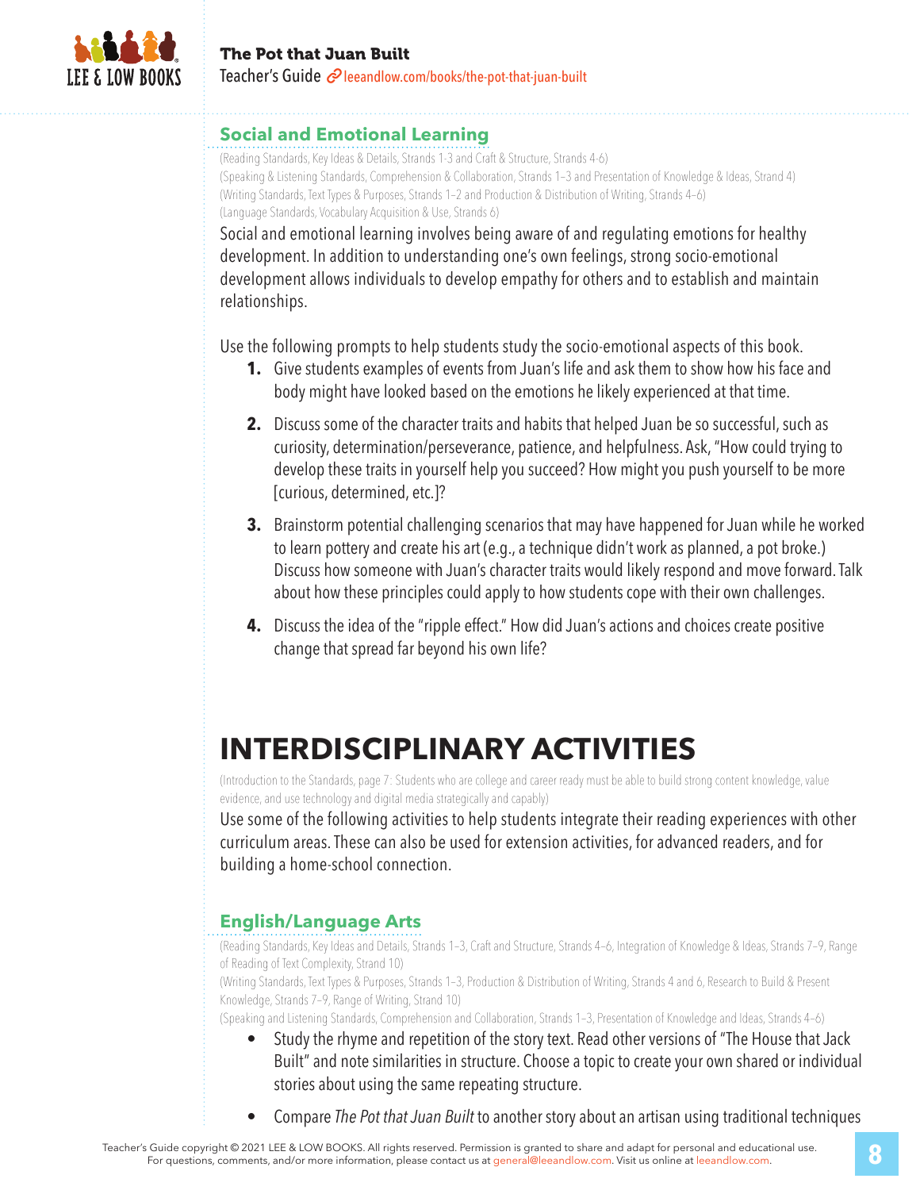### Social and Emotional Learning

(Reading Standards, Key Ideas & Details, Strands 1-3 and Craft & Structure, Strands 4-6)
(Speaking & Listening Standards, Comprehension & Collaboration, Strands 1–3 and Presentation of Knowledge & Ideas, Strand 4)
(Writing Standards, Text Types & Purposes, Strands 1–2 and Production & Distribution of Writing, Strands 4–6)
(Language Standards, Vocabulary Acquisition & Use, Strands 6)

Social and emotional learning involves being aware of and regulating emotions for healthy development. In addition to understanding one's own feelings, strong socio-emotional development allows individuals to develop empathy for others and to establish and maintain relationships.

Use the following prompts to help students study the socio-emotional aspects of this book.

1. Give students examples of events from Juan's life and ask them to show how his face and body might have looked based on the emotions he likely experienced at that time.
2. Discuss some of the character traits and habits that helped Juan be so successful, such as curiosity, determination/perseverance, patience, and helpfulness. Ask, "How could trying to develop these traits in yourself help you succeed? How might you push yourself to be more [curious, determined, etc.]?
3. Brainstorm potential challenging scenarios that may have happened for Juan while he worked to learn pottery and create his art (e.g., a technique didn't work as planned, a pot broke.) Discuss how someone with Juan's character traits would likely respond and move forward. Talk about how these principles could apply to how students cope with their own challenges.
4. Discuss the idea of the "ripple effect." How did Juan's actions and choices create positive change that spread far beyond his own life?

# INTERDISCIPLINARY ACTIVITIES

(Introduction to the Standards, page 7: Students who are college and career ready must be able to build strong content knowledge, value evidence, and use technology and digital media strategically and capably)

Use some of the following activities to help students integrate their reading experiences with other curriculum areas. These can also be used for extension activities, for advanced readers, and for building a home-school connection.

### English/Language Arts

(Reading Standards, Key Ideas and Details, Strands 1–3, Craft and Structure, Strands 4–6, Integration of Knowledge & Ideas, Strands 7–9, Range of Reading of Text Complexity, Strand 10)
(Writing Standards, Text Types & Purposes, Strands 1–3, Production & Distribution of Writing, Strands 4 and 6, Research to Build & Present Knowledge, Strands 7–9, Range of Writing, Strand 10)
(Speaking and Listening Standards, Comprehension and Collaboration, Strands 1–3, Presentation of Knowledge and Ideas, Strands 4–6)

- Study the rhyme and repetition of the story text. Read other versions of "The House that Jack Built" and note similarities in structure. Choose a topic to create your own shared or individual stories about using the same repeating structure.
- Compare *The Pot that Juan Built* to another story about an artisan using traditional techniques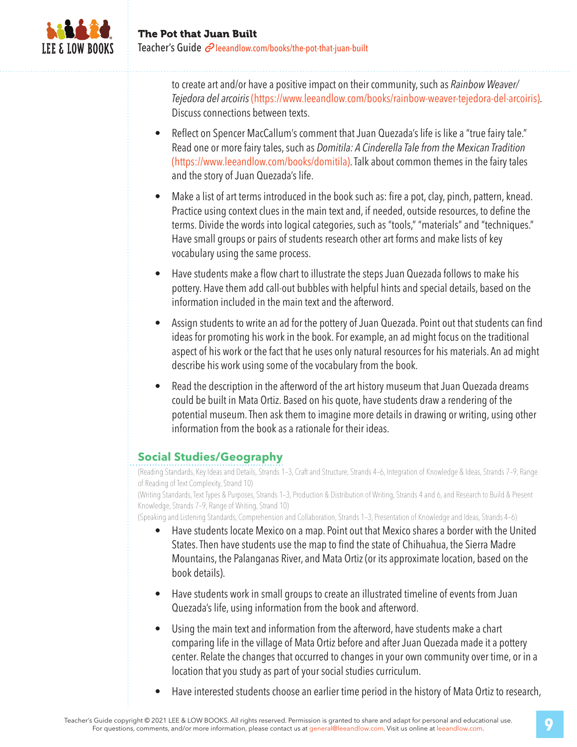to create art and/or have a positive impact on their community, such as *Rainbow Weaver/ Tejedora del arcoiris* (https://www.leeandlow.com/books/rainbow-weaver-tejedora-del-arcoiris). Discuss connections between texts.

- Reflect on Spencer MacCallum's comment that Juan Quezada's life is like a "true fairy tale." Read one or more fairy tales, such as *Domitila: A Cinderella Tale from the Mexican Tradition* (https://www.leeandlow.com/books/domitila). Talk about common themes in the fairy tales and the story of Juan Quezada's life.

- Make a list of art terms introduced in the book such as: fire a pot, clay, pinch, pattern, knead. Practice using context clues in the main text and, if needed, outside resources, to define the terms. Divide the words into logical categories, such as "tools," "materials" and "techniques." Have small groups or pairs of students research other art forms and make lists of key vocabulary using the same process.

- Have students make a flow chart to illustrate the steps Juan Quezada follows to make his pottery. Have them add call-out bubbles with helpful hints and special details, based on the information included in the main text and the afterword.

- Assign students to write an ad for the pottery of Juan Quezada. Point out that students can find ideas for promoting his work in the book. For example, an ad might focus on the traditional aspect of his work or the fact that he uses only natural resources for his materials. An ad might describe his work using some of the vocabulary from the book.

- Read the description in the afterword of the art history museum that Juan Quezada dreams could be built in Mata Ortiz. Based on his quote, have students draw a rendering of the potential museum. Then ask them to imagine more details in drawing or writing, using other information from the book as a rationale for their ideas.

## Social Studies/Geography

(Reading Standards, Key Ideas and Details, Strands 1–3, Craft and Structure, Strands 4–6, Integration of Knowledge & Ideas, Strands 7–9, Range of Reading of Text Complexity, Strand 10)
(Writing Standards, Text Types & Purposes, Strands 1–3, Production & Distribution of Writing, Strands 4 and 6, and Research to Build & Present Knowledge, Strands 7–9, Range of Writing, Strand 10)
(Speaking and Listening Standards, Comprehension and Collaboration, Strands 1–3, Presentation of Knowledge and Ideas, Strands 4–6)

- Have students locate Mexico on a map. Point out that Mexico shares a border with the United States. Then have students use the map to find the state of Chihuahua, the Sierra Madre Mountains, the Palanganas River, and Mata Ortiz (or its approximate location, based on the book details).

- Have students work in small groups to create an illustrated timeline of events from Juan Quezada's life, using information from the book and afterword.

- Using the main text and information from the afterword, have students make a chart comparing life in the village of Mata Ortiz before and after Juan Quezada made it a pottery center. Relate the changes that occurred to changes in your own community over time, or in a location that you study as part of your social studies curriculum.

- Have interested students choose an earlier time period in the history of Mata Ortiz to research,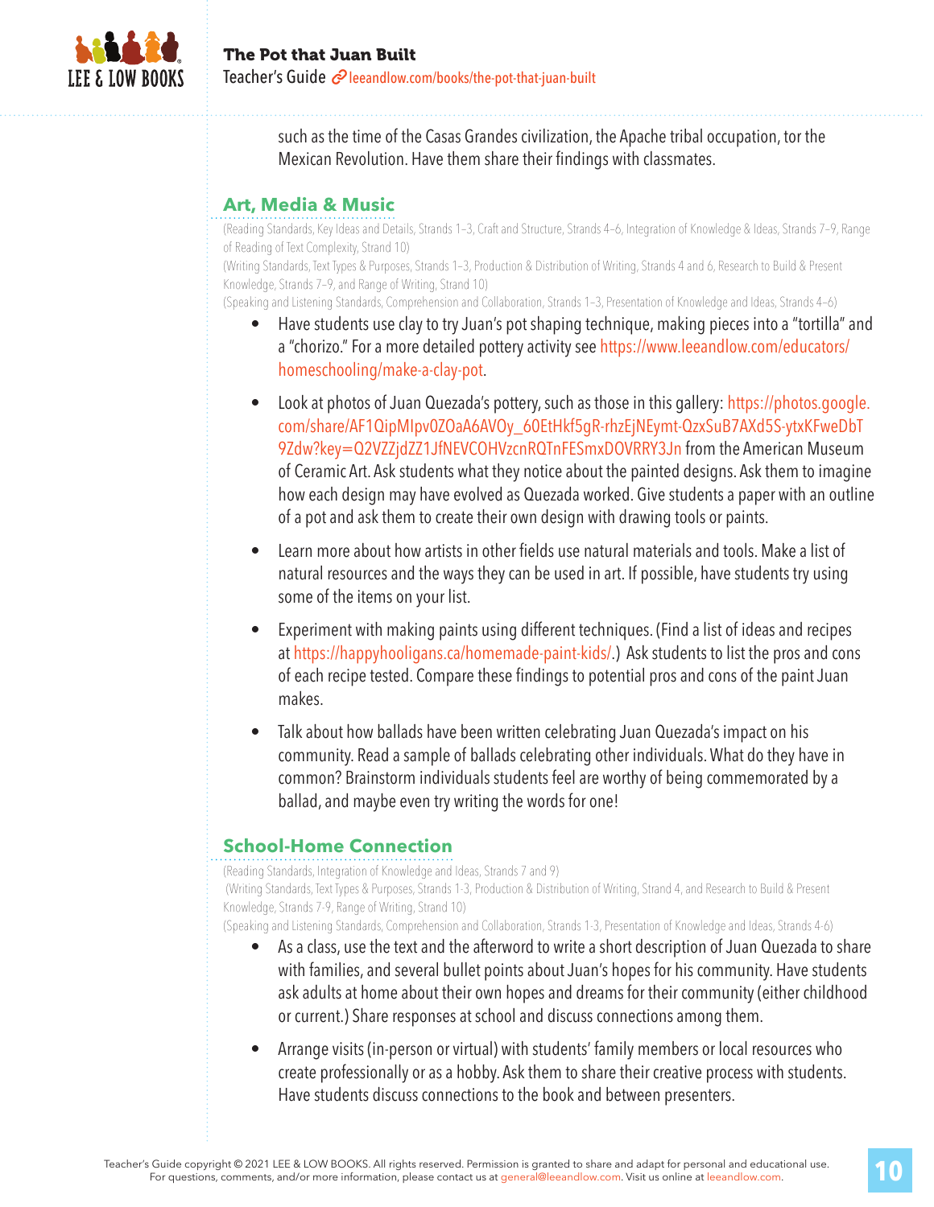such as the time of the Casas Grandes civilization, the Apache tribal occupation, tor the Mexican Revolution. Have them share their findings with classmates.

## Art, Media & Music

(Reading Standards, Key Ideas and Details, Strands 1–3, Craft and Structure, Strands 4–6, Integration of Knowledge & Ideas, Strands 7–9, Range of Reading of Text Complexity, Strand 10)
(Writing Standards, Text Types & Purposes, Strands 1–3, Production & Distribution of Writing, Strands 4 and 6, Research to Build & Present Knowledge, Strands 7–9, and Range of Writing, Strand 10)
(Speaking and Listening Standards, Comprehension and Collaboration, Strands 1–3, Presentation of Knowledge and Ideas, Strands 4–6)

- Have students use clay to try Juan's pot shaping technique, making pieces into a "tortilla" and a "chorizo." For a more detailed pottery activity see https://www.leeandlow.com/educators/homeschooling/make-a-clay-pot.

- Look at photos of Juan Quezada's pottery, such as those in this gallery: https://photos.google.com/share/AF1QipMIpv0ZOaA6AVOy_60EtHkf5gR-rhzEjNEymt-QzxSuB7AXd5S-ytxKFweDbT9Zdw?key=Q2VZZjdZZ1JfNEVCOHVzcnRQTnFESmxDOVRRY3Jn from the American Museum of Ceramic Art. Ask students what they notice about the painted designs. Ask them to imagine how each design may have evolved as Quezada worked. Give students a paper with an outline of a pot and ask them to create their own design with drawing tools or paints.

- Learn more about how artists in other fields use natural materials and tools. Make a list of natural resources and the ways they can be used in art. If possible, have students try using some of the items on your list.

- Experiment with making paints using different techniques. (Find a list of ideas and recipes at https://happyhooligans.ca/homemade-paint-kids/.) Ask students to list the pros and cons of each recipe tested. Compare these findings to potential pros and cons of the paint Juan makes.

- Talk about how ballads have been written celebrating Juan Quezada's impact on his community. Read a sample of ballads celebrating other individuals. What do they have in common? Brainstorm individuals students feel are worthy of being commemorated by a ballad, and maybe even try writing the words for one!

## School-Home Connection

(Reading Standards, Integration of Knowledge and Ideas, Strands 7 and 9)
(Writing Standards, Text Types & Purposes, Strands 1-3, Production & Distribution of Writing, Strand 4, and Research to Build & Present Knowledge, Strands 7-9, Range of Writing, Strand 10)
(Speaking and Listening Standards, Comprehension and Collaboration, Strands 1-3, Presentation of Knowledge and Ideas, Strands 4-6)

- As a class, use the text and the afterword to write a short description of Juan Quezada to share with families, and several bullet points about Juan's hopes for his community. Have students ask adults at home about their own hopes and dreams for their community (either childhood or current.) Share responses at school and discuss connections among them.

- Arrange visits (in-person or virtual) with students' family members or local resources who create professionally or as a hobby. Ask them to share their creative process with students. Have students discuss connections to the book and between presenters.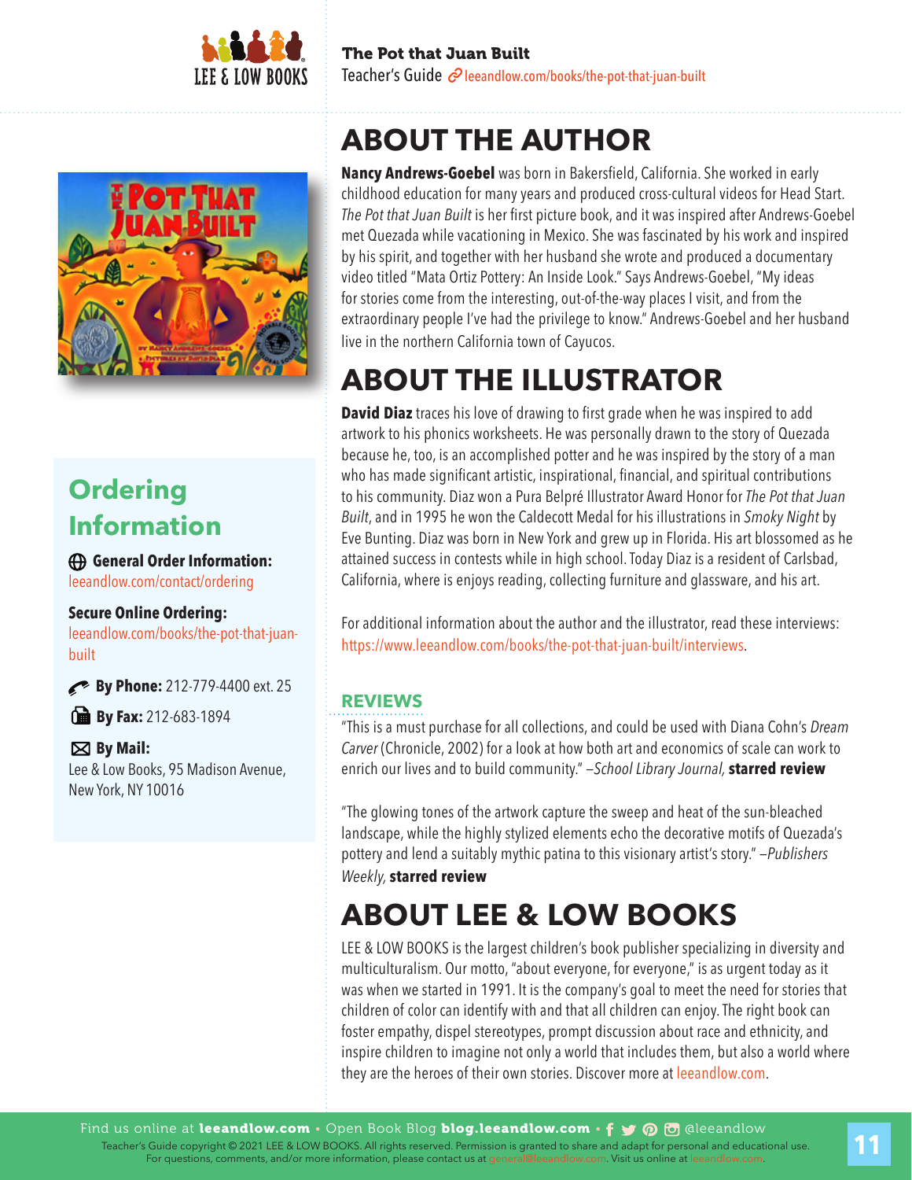# ABOUT THE AUTHOR

**Nancy Andrews-Goebel** was born in Bakersfield, California. She worked in early childhood education for many years and produced cross-cultural videos for Head Start. *The Pot that Juan Built* is her first picture book, and it was inspired after Andrews-Goebel met Quezada while vacationing in Mexico. She was fascinated by his work and inspired by his spirit, and together with her husband she wrote and produced a documentary video titled "Mata Ortiz Pottery: An Inside Look." Says Andrews-Goebel, "My ideas for stories come from the interesting, out-of-the-way places I visit, and from the extraordinary people I've had the privilege to know." Andrews-Goebel and her husband live in the northern California town of Cayucos.

# ABOUT THE ILLUSTRATOR

**David Diaz** traces his love of drawing to first grade when he was inspired to add artwork to his phonics worksheets. He was personally drawn to the story of Quezada because he, too, is an accomplished potter and he was inspired by the story of a man who has made significant artistic, inspirational, financial, and spiritual contributions to his community. Diaz won a Pura Belpré Illustrator Award Honor for *The Pot that Juan Built*, and in 1995 he won the Caldecott Medal for his illustrations in *Smoky Night* by Eve Bunting. Diaz was born in New York and grew up in Florida. His art blossomed as he attained success in contests while in high school. Today Diaz is a resident of Carlsbad, California, where is enjoys reading, collecting furniture and glassware, and his art.

For additional information about the author and the illustrator, read these interviews: https://www.leeandlow.com/books/the-pot-that-juan-built/interviews.

## REVIEWS

"This is a must purchase for all collections, and could be used with Diana Cohn's *Dream Carver* (Chronicle, 2002) for a look at how both art and economics of scale can work to enrich our lives and to build community." –*School Library Journal,* **starred review**

"The glowing tones of the artwork capture the sweep and heat of the sun-bleached landscape, while the highly stylized elements echo the decorative motifs of Quezada's pottery and lend a suitably mythic patina to this visionary artist's story." –*Publishers Weekly,* **starred review**

# ABOUT LEE & LOW BOOKS

LEE & LOW BOOKS is the largest children's book publisher specializing in diversity and multiculturalism. Our motto, "about everyone, for everyone," is as urgent today as it was when we started in 1991. It is the company's goal to meet the need for stories that children of color can identify with and that all children can enjoy. The right book can foster empathy, dispel stereotypes, prompt discussion about race and ethnicity, and inspire children to imagine not only a world that includes them, but also a world where they are the heroes of their own stories. Discover more at leeandlow.com.

## Ordering Information

**General Order Information:**
leeandlow.com/contact/ordering

**Secure Online Ordering:**
leeandlow.com/books/the-pot-that-juan-built

**By Phone:** 212-779-4400 ext. 25

**By Fax:** 212-683-1894

**By Mail:**
Lee & Low Books, 95 Madison Avenue, New York, NY 10016

Find us online at **leeandlow.com** • Open Book Blog **blog.leeandlow.com** • @leeandlow

Teacher's Guide copyright © 2021 LEE & LOW BOOKS. All rights reserved. Permission is granted to share and adapt for personal and educational use. For questions, comments, and/or more information, please contact us at general@leeandlow.com. Visit us online at leeandlow.com.